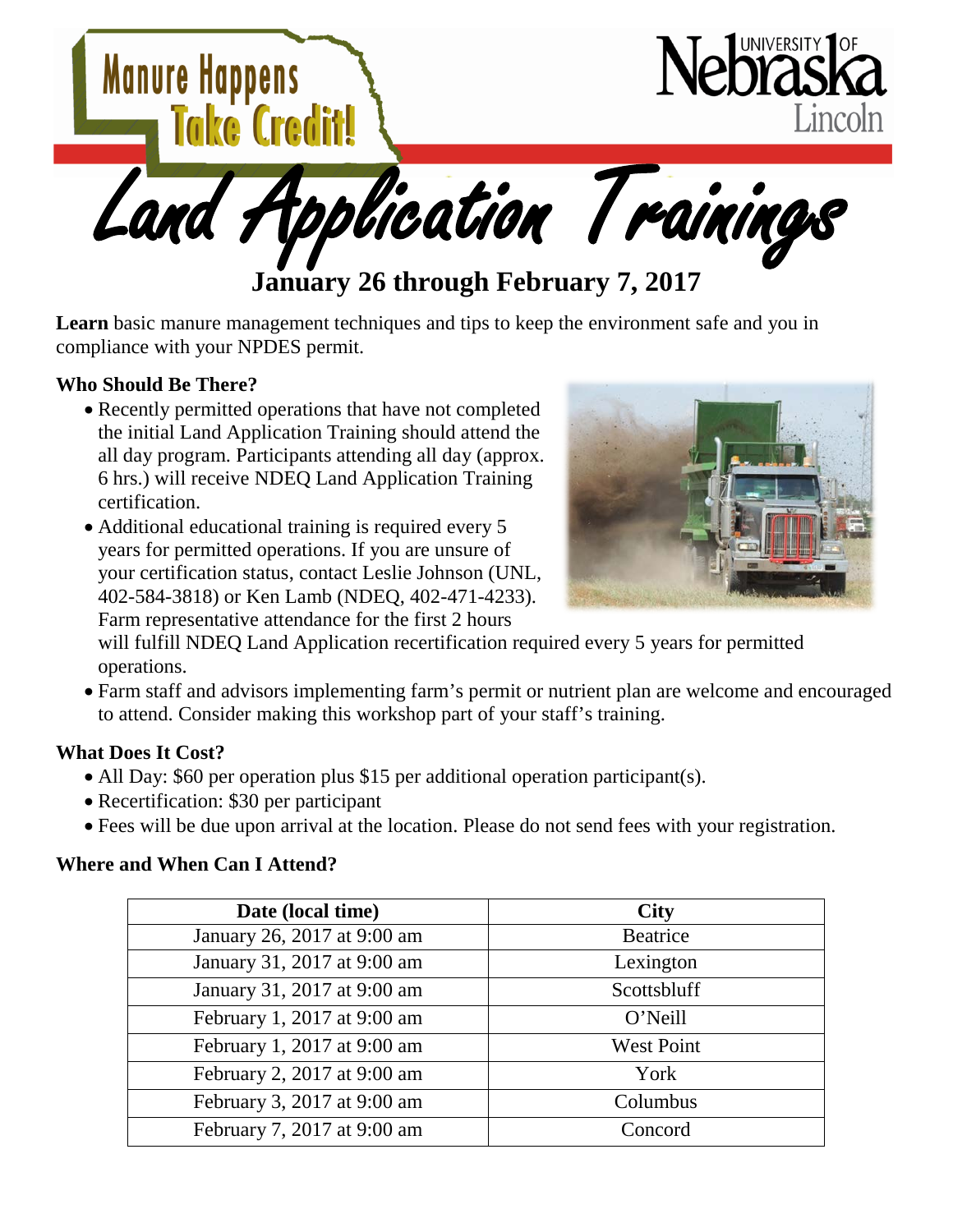Manure Happens
Take Credit!

University of Nebraska Lincoln

# Land Application Trainings

**January 26 through February 7, 2017**

**Learn** basic manure management techniques and tips to keep the environment safe and you in compliance with your NPDES permit.

### Who Should Be There?

- Recently permitted operations that have not completed the initial Land Application Training should attend the all day program. Participants attending all day (approx. 6 hrs.) will receive NDEQ Land Application Training certification.
- Additional educational training is required every 5 years for permitted operations. If you are unsure of your certification status, contact Leslie Johnson (UNL, 402-584-3818) or Ken Lamb (NDEQ, 402-471-4233). Farm representative attendance for the first 2 hours will fulfill NDEQ Land Application recertification required every 5 years for permitted operations.
- Farm staff and advisors implementing farm's permit or nutrient plan are welcome and encouraged to attend. Consider making this workshop part of your staff's training.

### What Does It Cost?

- All Day: $60 per operation plus $15 per additional operation participant(s).
- Recertification: $30 per participant
- Fees will be due upon arrival at the location. Please do not send fees with your registration.

### Where and When Can I Attend?

| Date (local time) | City |
|---|---|
| January 26, 2017 at 9:00 am | Beatrice |
| January 31, 2017 at 9:00 am | Lexington |
| January 31, 2017 at 9:00 am | Scottsbluff |
| February 1, 2017 at 9:00 am | O'Neill |
| February 1, 2017 at 9:00 am | West Point |
| February 2, 2017 at 9:00 am | York |
| February 3, 2017 at 9:00 am | Columbus |
| February 7, 2017 at 9:00 am | Concord |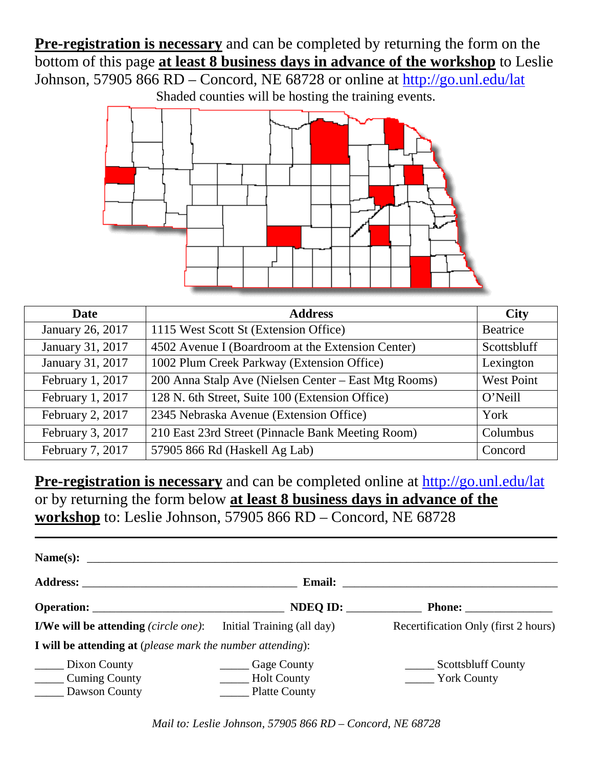**Pre-registration is necessary** and can be completed by returning the form on the bottom of this page **at least 8 business days in advance of the workshop** to Leslie Johnson, 57905 866 RD – Concord, NE 68728 or online at http://go.unl.edu/lat

Shaded counties will be hosting the training events.

| Date | Address | City |
|---|---|---|
| January 26, 2017 | 1115 West Scott St (Extension Office) | Beatrice |
| January 31, 2017 | 4502 Avenue I (Boardroom at the Extension Center) | Scottsbluff |
| January 31, 2017 | 1002 Plum Creek Parkway (Extension Office) | Lexington |
| February 1, 2017 | 200 Anna Stalp Ave (Nielsen Center – East Mtg Rooms) | West Point |
| February 1, 2017 | 128 N. 6th Street, Suite 100 (Extension Office) | O'Neill |
| February 2, 2017 | 2345 Nebraska Avenue (Extension Office) | York |
| February 3, 2017 | 210 East 23rd Street (Pinnacle Bank Meeting Room) | Columbus |
| February 7, 2017 | 57905 866 Rd (Haskell Ag Lab) | Concord |

**Pre-registration is necessary** and can be completed online at http://go.unl.edu/lat or by returning the form below **at least 8 business days in advance of the workshop** to: Leslie Johnson, 57905 866 RD – Concord, NE 68728

---

**Name(s):** ____________________________________________________________________

**Address:** ________________________________ **Email:** ________________________________

**Operation:** ____________________________ **NDEQ ID:** ___________ **Phone:** _____________

**I/We will be attending** *(circle one)*: Initial Training (all day) Recertification Only (first 2 hours)

**I will be attending at** (*please mark the number attending*):

_____ Dixon County
_____ Cuming County
_____ Dawson County
_____ Gage County
_____ Holt County
_____ Platte County
_____ Scottsbluff County
_____ York County

*Mail to: Leslie Johnson, 57905 866 RD – Concord, NE 68728*